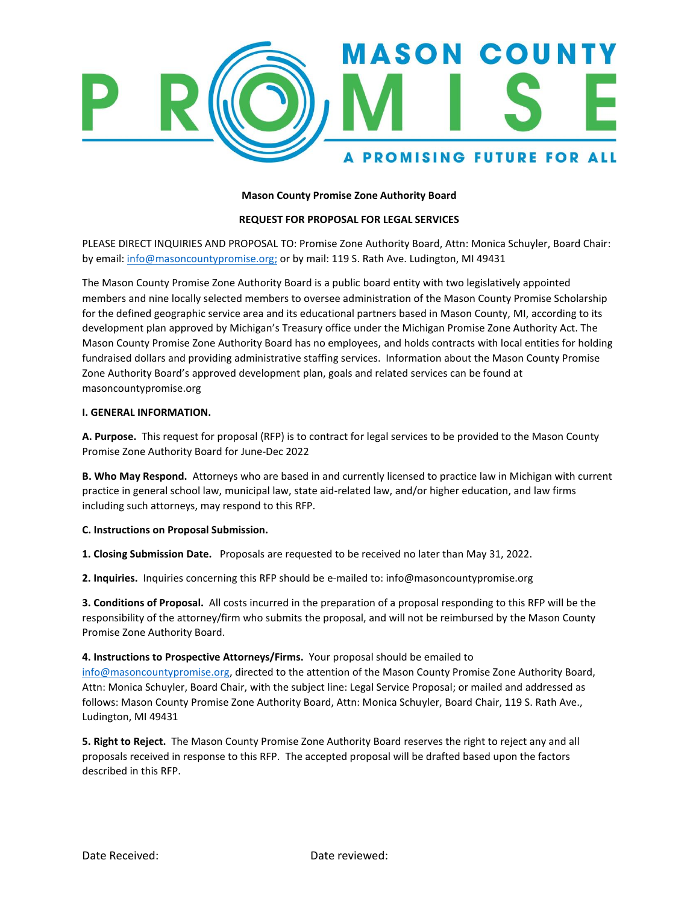# MASON COUNTY PROMISE

A PROMISING FUTURE FOR ALL

**Mason County Promise Zone Authority Board**

**REQUEST FOR PROPOSAL FOR LEGAL SERVICES**

PLEASE DIRECT INQUIRIES AND PROPOSAL TO: Promise Zone Authority Board, Attn: Monica Schuyler, Board Chair: by email: info@masoncountypromise.org; or by mail: 119 S. Rath Ave. Ludington, MI 49431

The Mason County Promise Zone Authority Board is a public board entity with two legislatively appointed members and nine locally selected members to oversee administration of the Mason County Promise Scholarship for the defined geographic service area and its educational partners based in Mason County, MI, according to its development plan approved by Michigan's Treasury office under the Michigan Promise Zone Authority Act. The Mason County Promise Zone Authority Board has no employees, and holds contracts with local entities for holding fundraised dollars and providing administrative staffing services. Information about the Mason County Promise Zone Authority Board's approved development plan, goals and related services can be found at masoncountypromise.org

**I. GENERAL INFORMATION.**

**A. Purpose.** This request for proposal (RFP) is to contract for legal services to be provided to the Mason County Promise Zone Authority Board for June-Dec 2022

**B. Who May Respond.** Attorneys who are based in and currently licensed to practice law in Michigan with current practice in general school law, municipal law, state aid-related law, and/or higher education, and law firms including such attorneys, may respond to this RFP.

**C. Instructions on Proposal Submission.**

**1. Closing Submission Date.** Proposals are requested to be received no later than May 31, 2022.

**2. Inquiries.** Inquiries concerning this RFP should be e-mailed to: info@masoncountypromise.org

**3. Conditions of Proposal.** All costs incurred in the preparation of a proposal responding to this RFP will be the responsibility of the attorney/firm who submits the proposal, and will not be reimbursed by the Mason County Promise Zone Authority Board.

**4. Instructions to Prospective Attorneys/Firms.** Your proposal should be emailed to info@masoncountypromise.org, directed to the attention of the Mason County Promise Zone Authority Board, Attn: Monica Schuyler, Board Chair, with the subject line: Legal Service Proposal; or mailed and addressed as follows: Mason County Promise Zone Authority Board, Attn: Monica Schuyler, Board Chair, 119 S. Rath Ave., Ludington, MI 49431

**5. Right to Reject.** The Mason County Promise Zone Authority Board reserves the right to reject any and all proposals received in response to this RFP. The accepted proposal will be drafted based upon the factors described in this RFP.

Date Received: Date reviewed: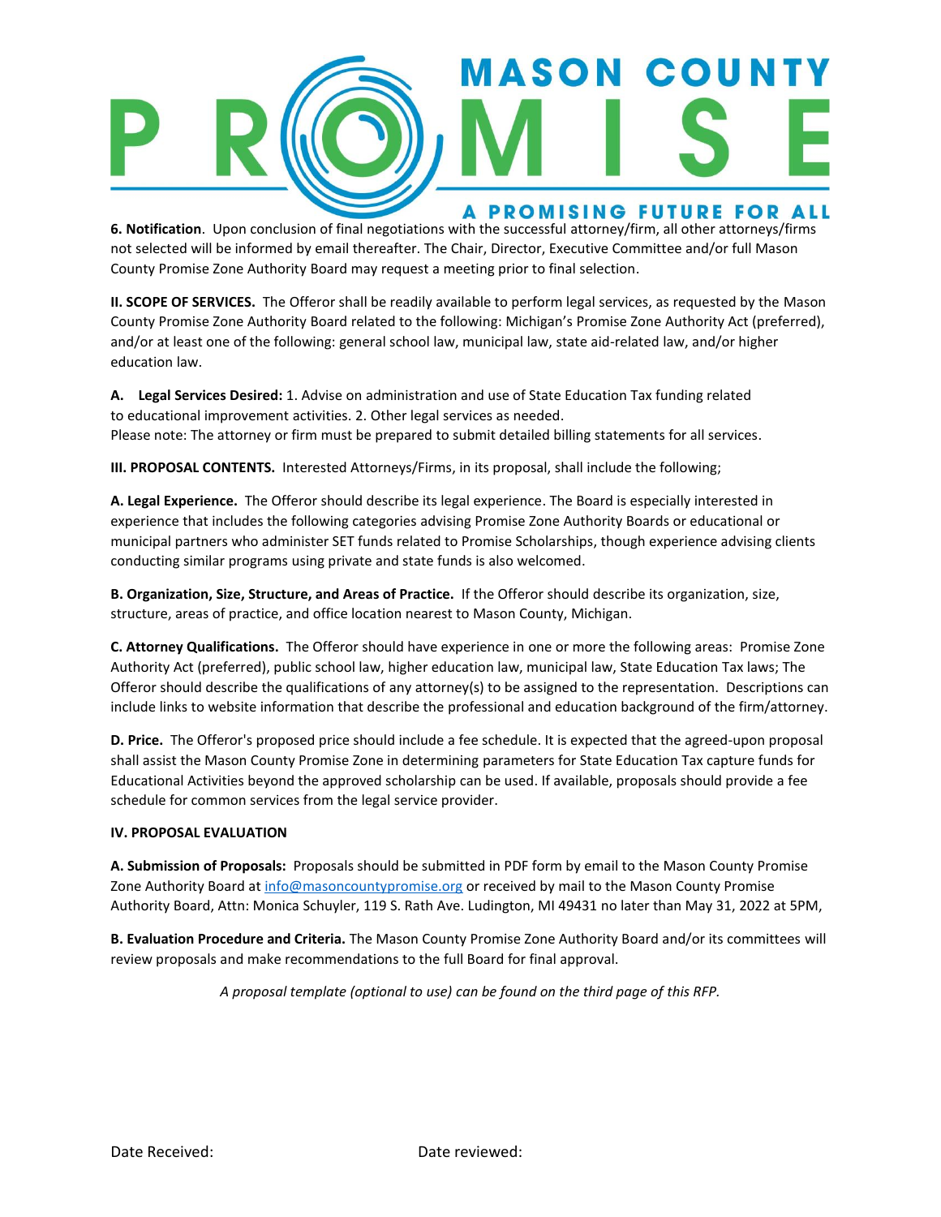**6. Notification**. Upon conclusion of final negotiations with the successful attorney/firm, all other attorneys/firms not selected will be informed by email thereafter. The Chair, Director, Executive Committee and/or full Mason County Promise Zone Authority Board may request a meeting prior to final selection.

**II. SCOPE OF SERVICES.** The Offeror shall be readily available to perform legal services, as requested by the Mason County Promise Zone Authority Board related to the following: Michigan's Promise Zone Authority Act (preferred), and/or at least one of the following: general school law, municipal law, state aid-related law, and/or higher education law.

**A. Legal Services Desired:** 1. Advise on administration and use of State Education Tax funding related to educational improvement activities. 2. Other legal services as needed.
Please note: The attorney or firm must be prepared to submit detailed billing statements for all services.

**III. PROPOSAL CONTENTS.** Interested Attorneys/Firms, in its proposal, shall include the following;

**A. Legal Experience.** The Offeror should describe its legal experience. The Board is especially interested in experience that includes the following categories advising Promise Zone Authority Boards or educational or municipal partners who administer SET funds related to Promise Scholarships, though experience advising clients conducting similar programs using private and state funds is also welcomed.

**B. Organization, Size, Structure, and Areas of Practice.** If the Offeror should describe its organization, size, structure, areas of practice, and office location nearest to Mason County, Michigan.

**C. Attorney Qualifications.** The Offeror should have experience in one or more the following areas: Promise Zone Authority Act (preferred), public school law, higher education law, municipal law, State Education Tax laws; The Offeror should describe the qualifications of any attorney(s) to be assigned to the representation. Descriptions can include links to website information that describe the professional and education background of the firm/attorney.

**D. Price.** The Offeror's proposed price should include a fee schedule. It is expected that the agreed-upon proposal shall assist the Mason County Promise Zone in determining parameters for State Education Tax capture funds for Educational Activities beyond the approved scholarship can be used. If available, proposals should provide a fee schedule for common services from the legal service provider.

**IV. PROPOSAL EVALUATION**

**A. Submission of Proposals:** Proposals should be submitted in PDF form by email to the Mason County Promise Zone Authority Board at info@masoncountypromise.org or received by mail to the Mason County Promise Authority Board, Attn: Monica Schuyler, 119 S. Rath Ave. Ludington, MI 49431 no later than May 31, 2022 at 5PM,

**B. Evaluation Procedure and Criteria.** The Mason County Promise Zone Authority Board and/or its committees will review proposals and make recommendations to the full Board for final approval.

*A proposal template (optional to use) can be found on the third page of this RFP.*

Date Received: Date reviewed: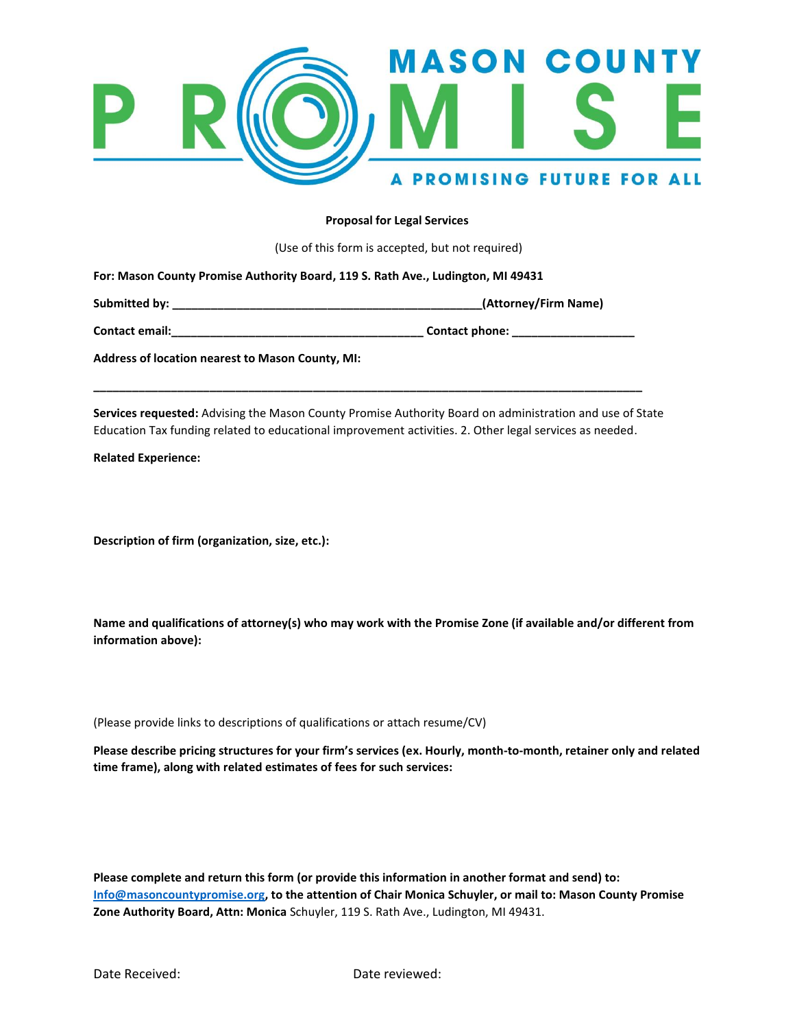# MASON COUNTY PROMISE

A PROMISING FUTURE FOR ALL

**Proposal for Legal Services**

(Use of this form is accepted, but not required)

**For: Mason County Promise Authority Board, 119 S. Rath Ave., Ludington, MI 49431**

**Submitted by: _______________________________________________(Attorney/Firm Name)**

**Contact email:_______________________________________ Contact phone: __________________**

**Address of location nearest to Mason County, MI:**

_____________________________________________________________________________________

**Services requested:** Advising the Mason County Promise Authority Board on administration and use of State Education Tax funding related to educational improvement activities. 2. Other legal services as needed.

**Related Experience:**

**Description of firm (organization, size, etc.):**

**Name and qualifications of attorney(s) who may work with the Promise Zone (if available and/or different from information above):**

(Please provide links to descriptions of qualifications or attach resume/CV)

**Please describe pricing structures for your firm's services (ex. Hourly, month-to-month, retainer only and related time frame), along with related estimates of fees for such services:**

**Please complete and return this form (or provide this information in another format and send) to: Info@masoncountypromise.org, to the attention of Chair Monica Schuyler, or mail to: Mason County Promise Zone Authority Board, Attn: Monica** Schuyler, 119 S. Rath Ave., Ludington, MI 49431.

Date Received: Date reviewed: